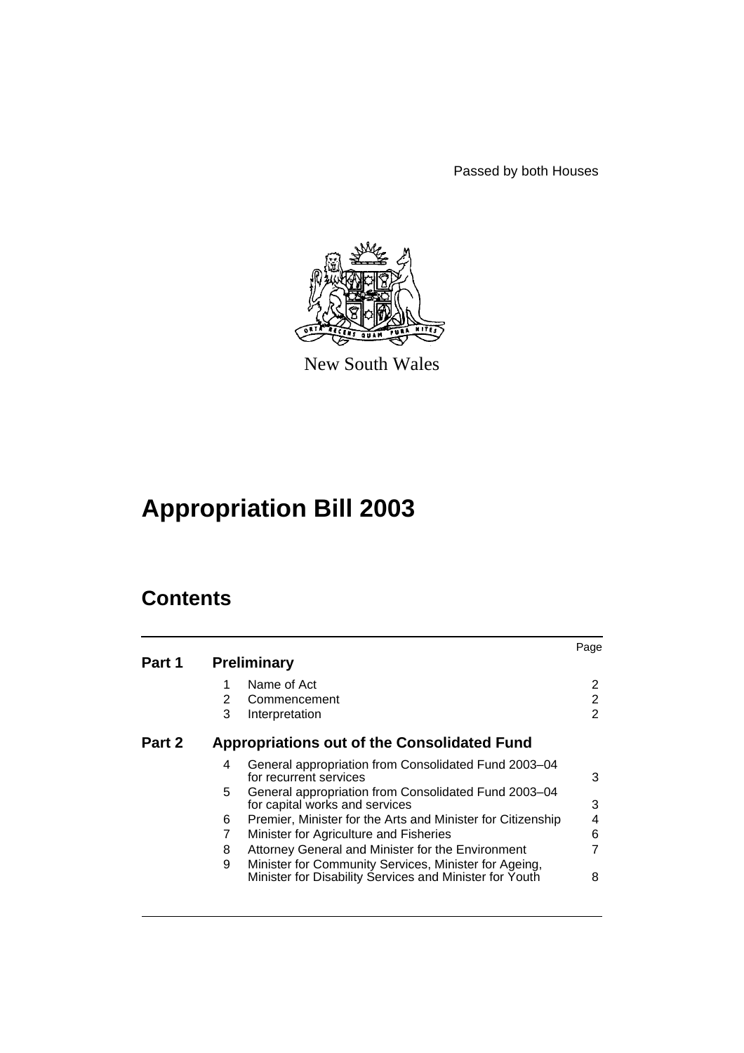Passed by both Houses

New South Wales

# Appropriation Bill 2003

## Contents

| | | | Page |
|---|---|---|---|
| **Part 1** | **Preliminary** | | |
| | 1 | Name of Act | 2 |
| | 2 | Commencement | 2 |
| | 3 | Interpretation | 2 |
| **Part 2** | **Appropriations out of the Consolidated Fund** | | |
| | 4 | General appropriation from Consolidated Fund 2003–04 for recurrent services | 3 |
| | 5 | General appropriation from Consolidated Fund 2003–04 for capital works and services | 3 |
| | 6 | Premier, Minister for the Arts and Minister for Citizenship | 4 |
| | 7 | Minister for Agriculture and Fisheries | 6 |
| | 8 | Attorney General and Minister for the Environment | 7 |
| | 9 | Minister for Community Services, Minister for Ageing, Minister for Disability Services and Minister for Youth | 8 |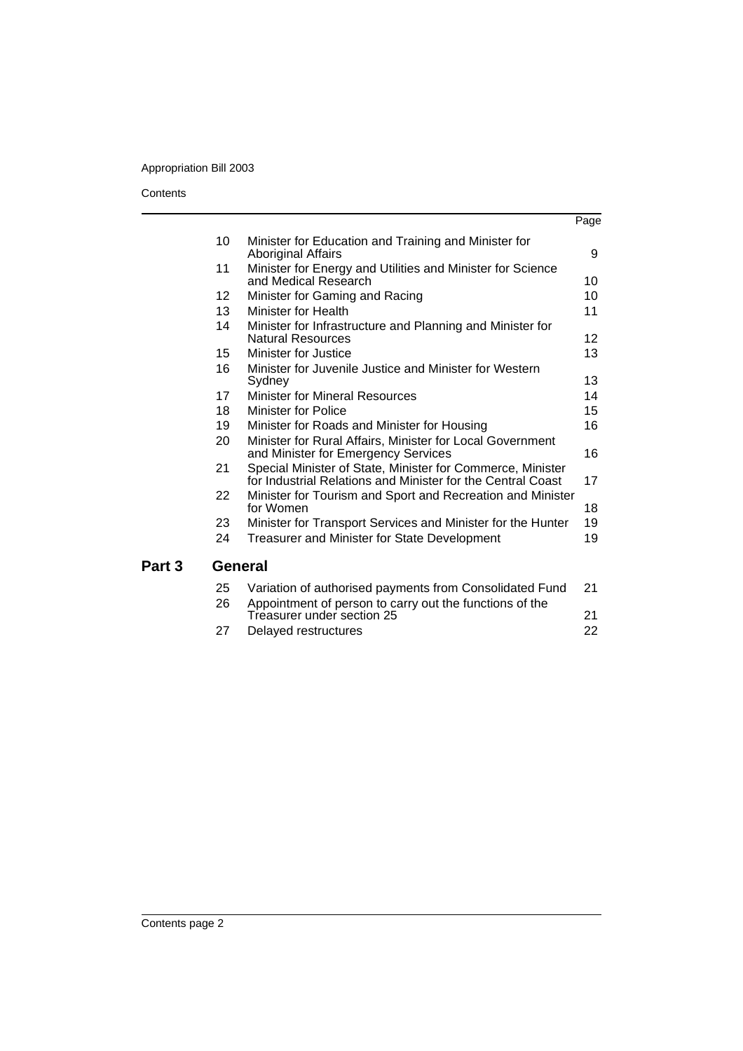| | | Page |
|---|---|---|
| 10 | Minister for Education and Training and Minister for Aboriginal Affairs | 9 |
| 11 | Minister for Energy and Utilities and Minister for Science and Medical Research | 10 |
| 12 | Minister for Gaming and Racing | 10 |
| 13 | Minister for Health | 11 |
| 14 | Minister for Infrastructure and Planning and Minister for Natural Resources | 12 |
| 15 | Minister for Justice | 13 |
| 16 | Minister for Juvenile Justice and Minister for Western Sydney | 13 |
| 17 | Minister for Mineral Resources | 14 |
| 18 | Minister for Police | 15 |
| 19 | Minister for Roads and Minister for Housing | 16 |
| 20 | Minister for Rural Affairs, Minister for Local Government and Minister for Emergency Services | 16 |
| 21 | Special Minister of State, Minister for Commerce, Minister for Industrial Relations and Minister for the Central Coast | 17 |
| 22 | Minister for Tourism and Sport and Recreation and Minister for Women | 18 |
| 23 | Minister for Transport Services and Minister for the Hunter | 19 |
| 24 | Treasurer and Minister for State Development | 19 |

## Part 3 General

| | | |
|---|---|---|
| 25 | Variation of authorised payments from Consolidated Fund | 21 |
| 26 | Appointment of person to carry out the functions of the Treasurer under section 25 | 21 |
| 27 | Delayed restructures | 22 |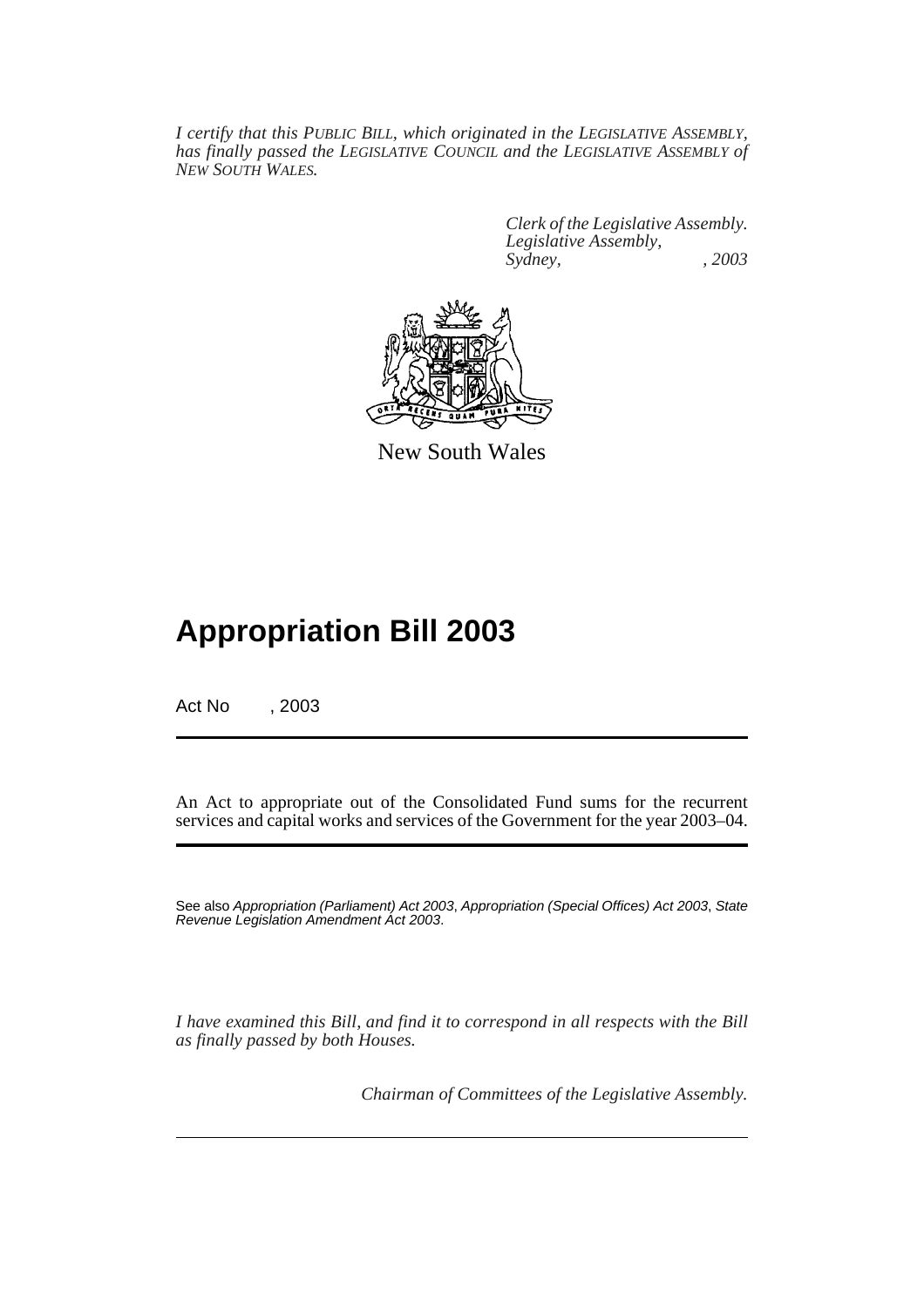*I certify that this PUBLIC BILL, which originated in the LEGISLATIVE ASSEMBLY, has finally passed the LEGISLATIVE COUNCIL and the LEGISLATIVE ASSEMBLY of NEW SOUTH WALES.*

*Clerk of the Legislative Assembly.*
*Legislative Assembly,*
*Sydney, , 2003*

New South Wales

# Appropriation Bill 2003

Act No , 2003

An Act to appropriate out of the Consolidated Fund sums for the recurrent services and capital works and services of the Government for the year 2003–04.

See also *Appropriation (Parliament) Act 2003*, *Appropriation (Special Offices) Act 2003*, *State Revenue Legislation Amendment Act 2003*.

*I have examined this Bill, and find it to correspond in all respects with the Bill as finally passed by both Houses.*

*Chairman of Committees of the Legislative Assembly.*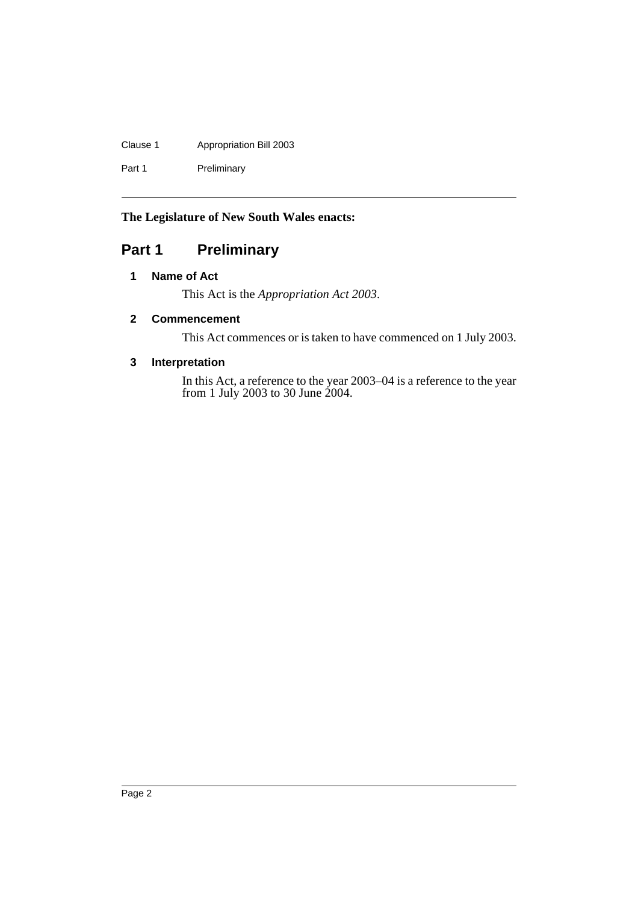**The Legislature of New South Wales enacts:**

# Part 1 Preliminary

## 1 Name of Act

This Act is the *Appropriation Act 2003*.

## 2 Commencement

This Act commences or is taken to have commenced on 1 July 2003.

## 3 Interpretation

In this Act, a reference to the year 2003–04 is a reference to the year from 1 July 2003 to 30 June 2004.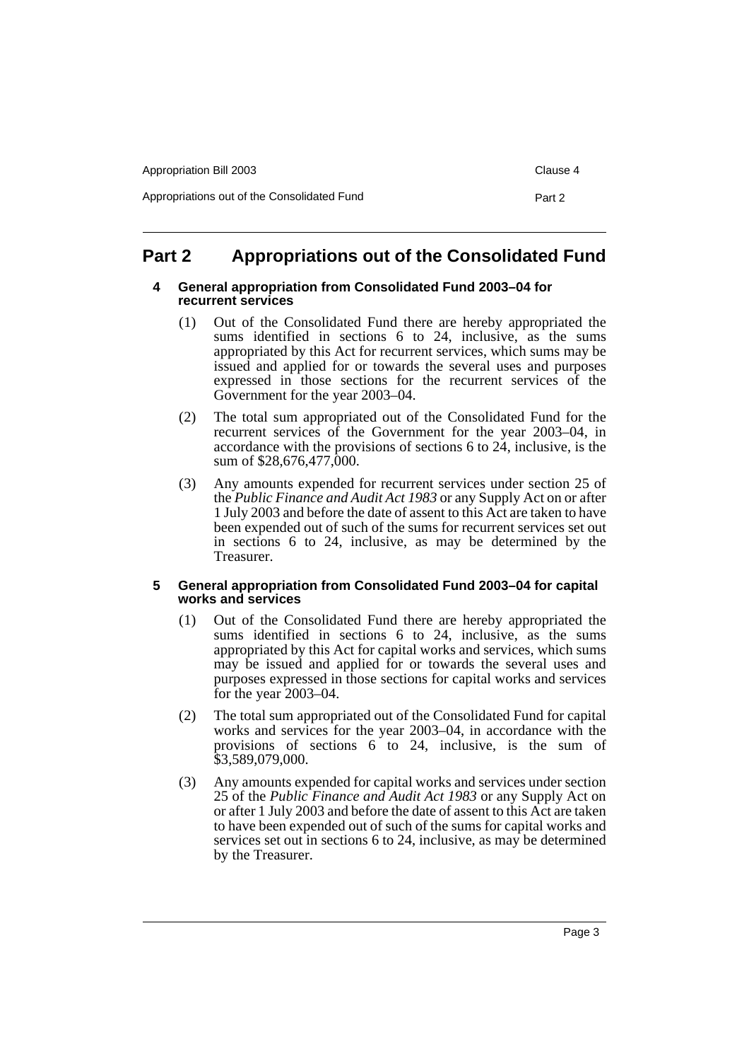## Part 2 Appropriations out of the Consolidated Fund

### 4 General appropriation from Consolidated Fund 2003–04 for recurrent services

(1) Out of the Consolidated Fund there are hereby appropriated the sums identified in sections 6 to 24, inclusive, as the sums appropriated by this Act for recurrent services, which sums may be issued and applied for or towards the several uses and purposes expressed in those sections for the recurrent services of the Government for the year 2003–04.

(2) The total sum appropriated out of the Consolidated Fund for the recurrent services of the Government for the year 2003–04, in accordance with the provisions of sections 6 to 24, inclusive, is the sum of $28,676,477,000.

(3) Any amounts expended for recurrent services under section 25 of the *Public Finance and Audit Act 1983* or any Supply Act on or after 1 July 2003 and before the date of assent to this Act are taken to have been expended out of such of the sums for recurrent services set out in sections 6 to 24, inclusive, as may be determined by the Treasurer.

### 5 General appropriation from Consolidated Fund 2003–04 for capital works and services

(1) Out of the Consolidated Fund there are hereby appropriated the sums identified in sections 6 to 24, inclusive, as the sums appropriated by this Act for capital works and services, which sums may be issued and applied for or towards the several uses and purposes expressed in those sections for capital works and services for the year 2003–04.

(2) The total sum appropriated out of the Consolidated Fund for capital works and services for the year 2003–04, in accordance with the provisions of sections 6 to 24, inclusive, is the sum of $3,589,079,000.

(3) Any amounts expended for capital works and services under section 25 of the *Public Finance and Audit Act 1983* or any Supply Act on or after 1 July 2003 and before the date of assent to this Act are taken to have been expended out of such of the sums for capital works and services set out in sections 6 to 24, inclusive, as may be determined by the Treasurer.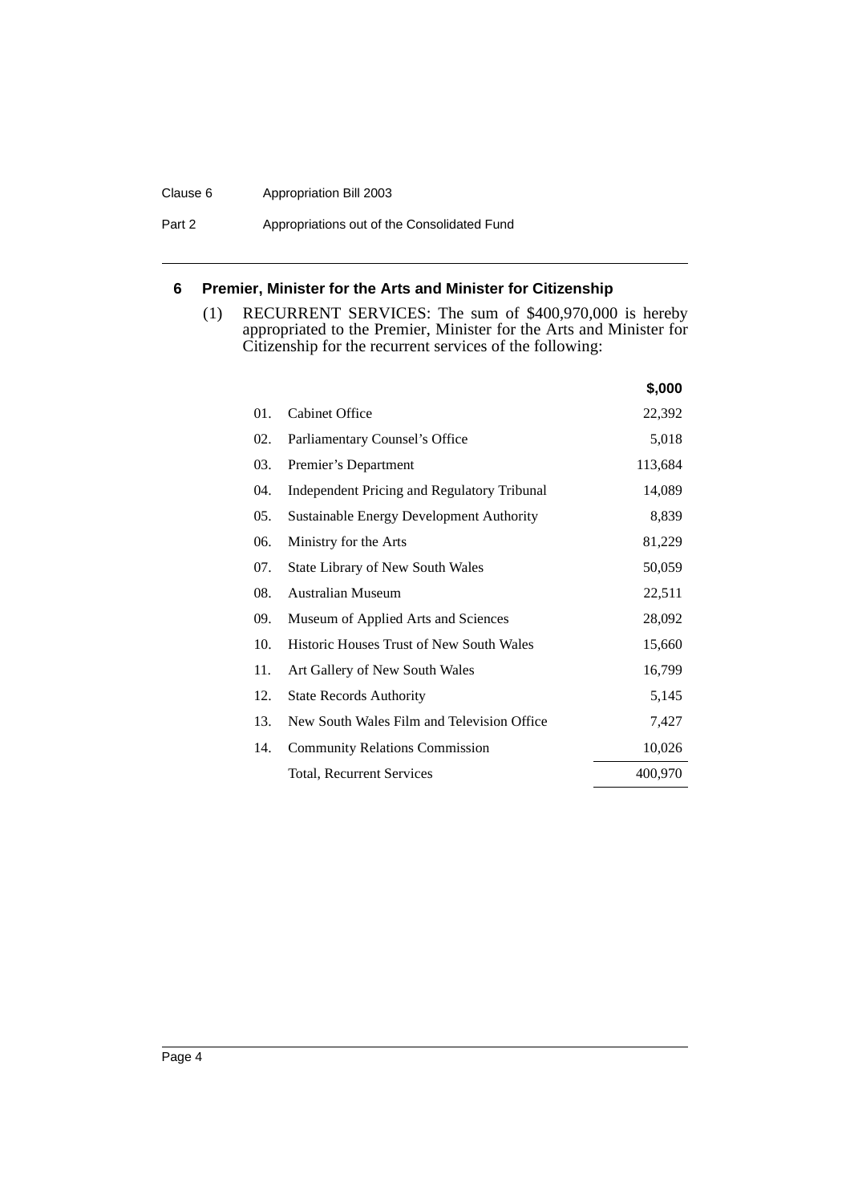## 6 Premier, Minister for the Arts and Minister for Citizenship

(1) RECURRENT SERVICES: The sum of $400,970,000 is hereby appropriated to the Premier, Minister for the Arts and Minister for Citizenship for the recurrent services of the following:

| | | $,000 |
|---|---|---|
| 01. | Cabinet Office | 22,392 |
| 02. | Parliamentary Counsel's Office | 5,018 |
| 03. | Premier's Department | 113,684 |
| 04. | Independent Pricing and Regulatory Tribunal | 14,089 |
| 05. | Sustainable Energy Development Authority | 8,839 |
| 06. | Ministry for the Arts | 81,229 |
| 07. | State Library of New South Wales | 50,059 |
| 08. | Australian Museum | 22,511 |
| 09. | Museum of Applied Arts and Sciences | 28,092 |
| 10. | Historic Houses Trust of New South Wales | 15,660 |
| 11. | Art Gallery of New South Wales | 16,799 |
| 12. | State Records Authority | 5,145 |
| 13. | New South Wales Film and Television Office | 7,427 |
| 14. | Community Relations Commission | 10,026 |
| | Total, Recurrent Services | 400,970 |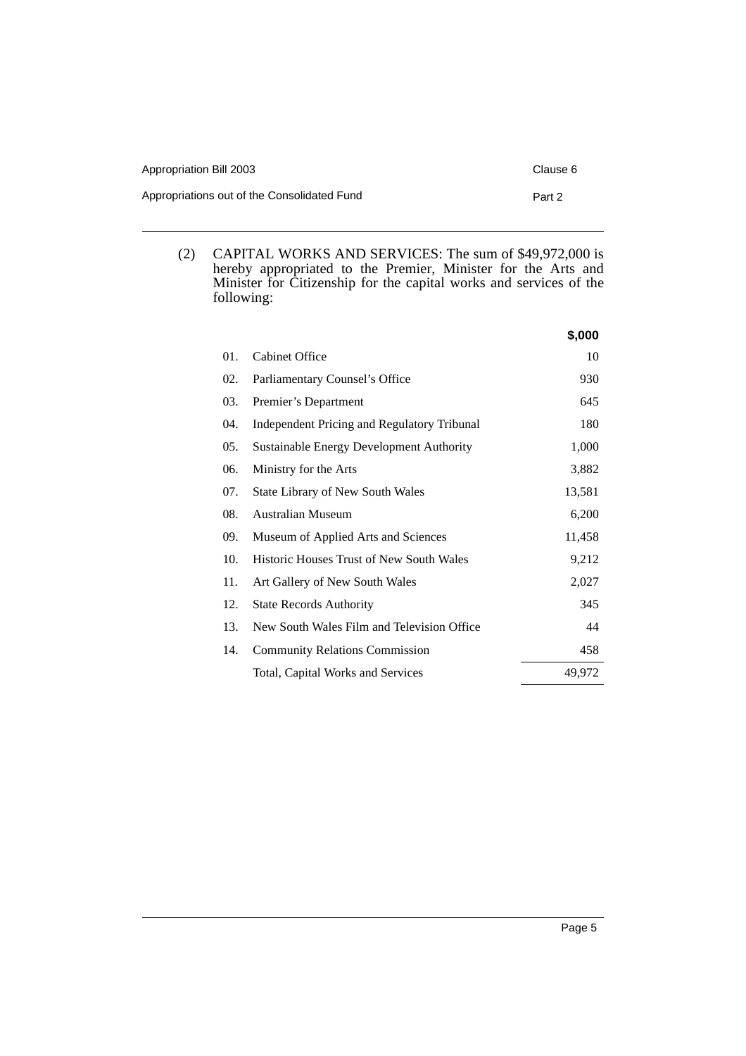(2) CAPITAL WORKS AND SERVICES: The sum of $49,972,000 is hereby appropriated to the Premier, Minister for the Arts and Minister for Citizenship for the capital works and services of the following:

| | | **$,000** |
|---|---|---|
| 01. | Cabinet Office | 10 |
| 02. | Parliamentary Counsel's Office | 930 |
| 03. | Premier's Department | 645 |
| 04. | Independent Pricing and Regulatory Tribunal | 180 |
| 05. | Sustainable Energy Development Authority | 1,000 |
| 06. | Ministry for the Arts | 3,882 |
| 07. | State Library of New South Wales | 13,581 |
| 08. | Australian Museum | 6,200 |
| 09. | Museum of Applied Arts and Sciences | 11,458 |
| 10. | Historic Houses Trust of New South Wales | 9,212 |
| 11. | Art Gallery of New South Wales | 2,027 |
| 12. | State Records Authority | 345 |
| 13. | New South Wales Film and Television Office | 44 |
| 14. | Community Relations Commission | 458 |
| | Total, Capital Works and Services | 49,972 |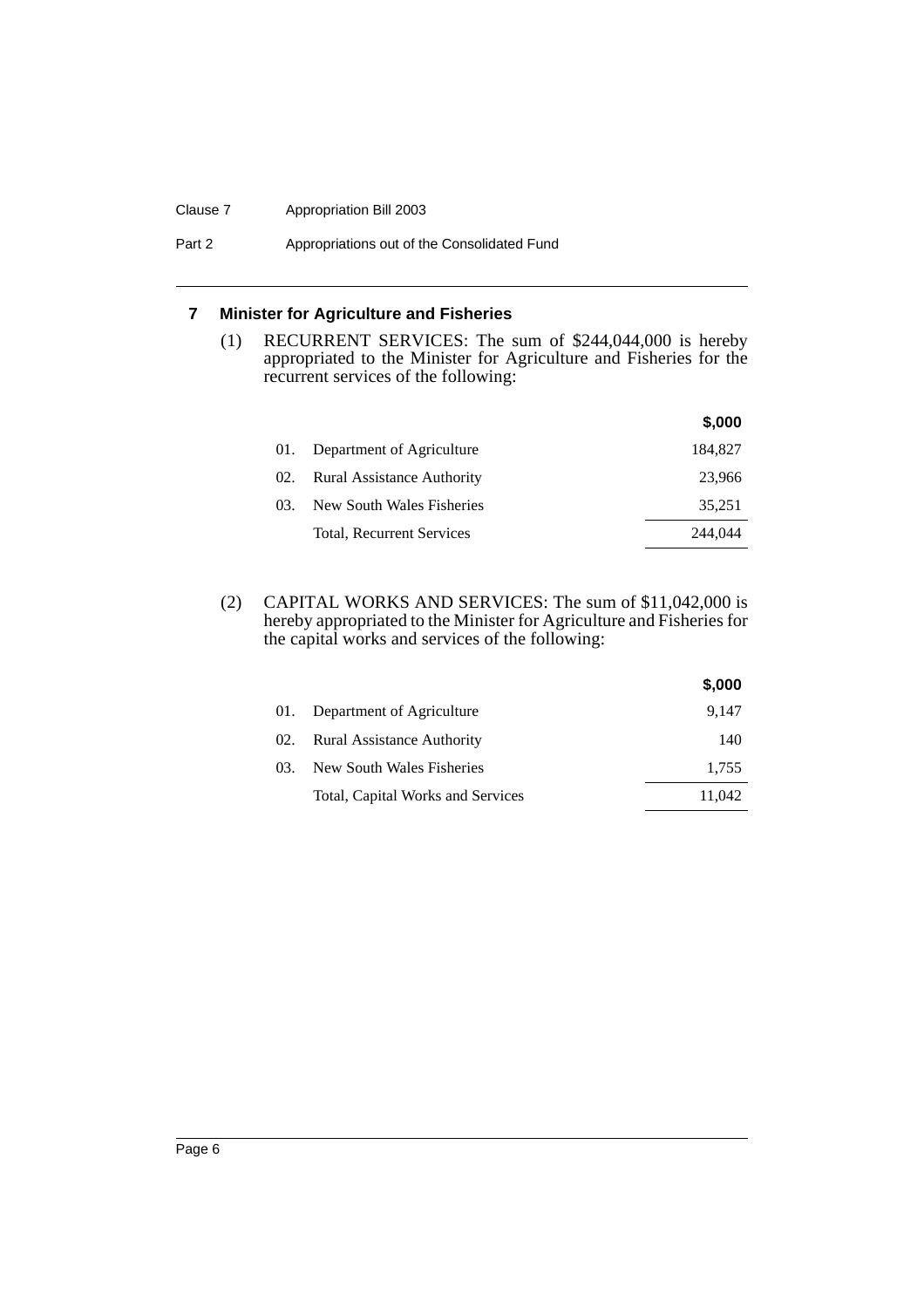## 7 Minister for Agriculture and Fisheries

(1) RECURRENT SERVICES: The sum of $244,044,000 is hereby appropriated to the Minister for Agriculture and Fisheries for the recurrent services of the following:

| | | $,000 |
|---|---|---|
| 01. | Department of Agriculture | 184,827 |
| 02. | Rural Assistance Authority | 23,966 |
| 03. | New South Wales Fisheries | 35,251 |
| | Total, Recurrent Services | 244,044 |

(2) CAPITAL WORKS AND SERVICES: The sum of $11,042,000 is hereby appropriated to the Minister for Agriculture and Fisheries for the capital works and services of the following:

| | | $,000 |
|---|---|---|
| 01. | Department of Agriculture | 9,147 |
| 02. | Rural Assistance Authority | 140 |
| 03. | New South Wales Fisheries | 1,755 |
| | Total, Capital Works and Services | 11,042 |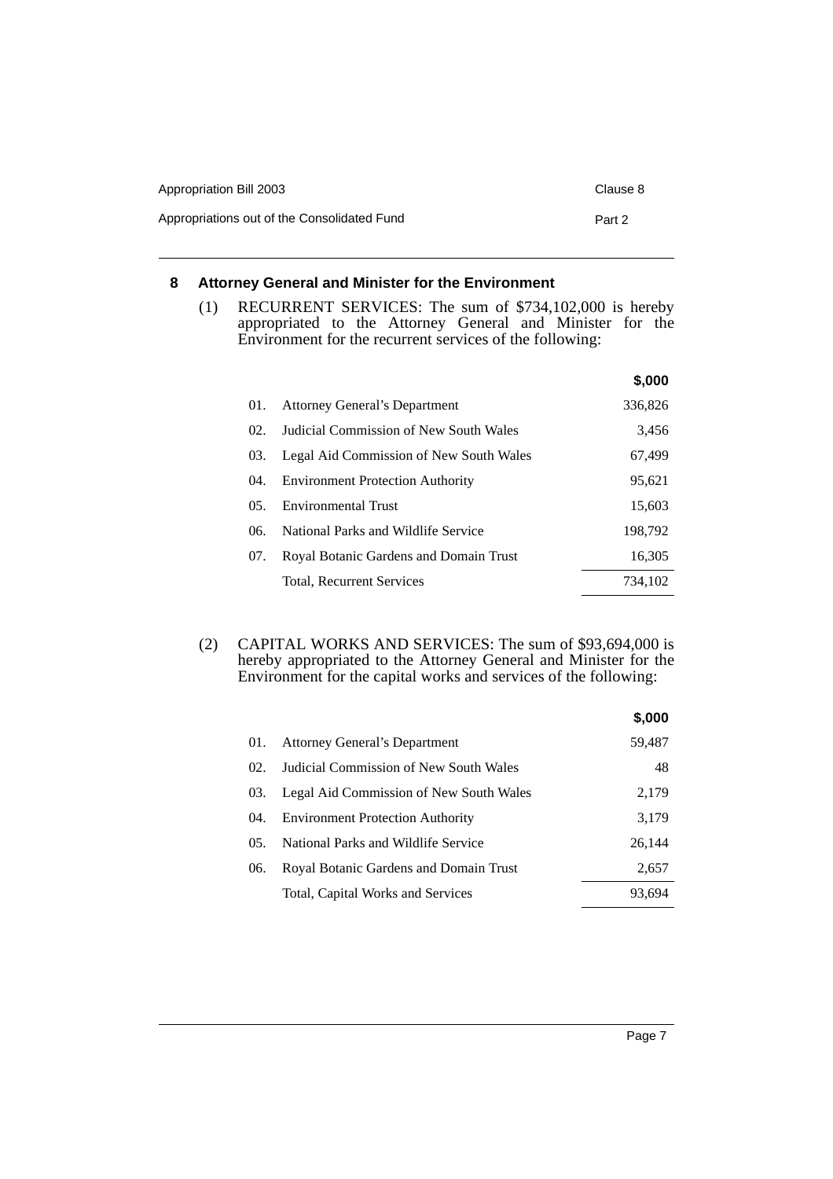## 8 Attorney General and Minister for the Environment

(1) RECURRENT SERVICES: The sum of $734,102,000 is hereby appropriated to the Attorney General and Minister for the Environment for the recurrent services of the following:

| | | $,000 |
|---|---|---|
| 01. | Attorney General's Department | 336,826 |
| 02. | Judicial Commission of New South Wales | 3,456 |
| 03. | Legal Aid Commission of New South Wales | 67,499 |
| 04. | Environment Protection Authority | 95,621 |
| 05. | Environmental Trust | 15,603 |
| 06. | National Parks and Wildlife Service | 198,792 |
| 07. | Royal Botanic Gardens and Domain Trust | 16,305 |
| | Total, Recurrent Services | 734,102 |

(2) CAPITAL WORKS AND SERVICES: The sum of $93,694,000 is hereby appropriated to the Attorney General and Minister for the Environment for the capital works and services of the following:

| | | $,000 |
|---|---|---|
| 01. | Attorney General's Department | 59,487 |
| 02. | Judicial Commission of New South Wales | 48 |
| 03. | Legal Aid Commission of New South Wales | 2,179 |
| 04. | Environment Protection Authority | 3,179 |
| 05. | National Parks and Wildlife Service | 26,144 |
| 06. | Royal Botanic Gardens and Domain Trust | 2,657 |
| | Total, Capital Works and Services | 93,694 |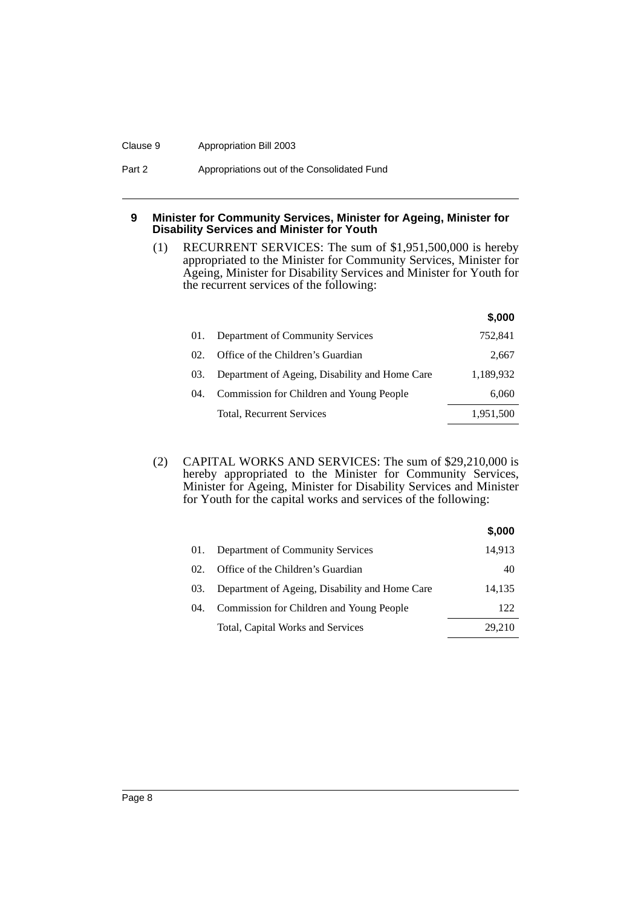## 9 Minister for Community Services, Minister for Ageing, Minister for Disability Services and Minister for Youth

(1) RECURRENT SERVICES: The sum of $1,951,500,000 is hereby appropriated to the Minister for Community Services, Minister for Ageing, Minister for Disability Services and Minister for Youth for the recurrent services of the following:

| | | $,000 |
|---|---|---|
| 01. | Department of Community Services | 752,841 |
| 02. | Office of the Children's Guardian | 2,667 |
| 03. | Department of Ageing, Disability and Home Care | 1,189,932 |
| 04. | Commission for Children and Young People | 6,060 |
| | Total, Recurrent Services | 1,951,500 |

(2) CAPITAL WORKS AND SERVICES: The sum of $29,210,000 is hereby appropriated to the Minister for Community Services, Minister for Ageing, Minister for Disability Services and Minister for Youth for the capital works and services of the following:

| | | $,000 |
|---|---|---|
| 01. | Department of Community Services | 14,913 |
| 02. | Office of the Children's Guardian | 40 |
| 03. | Department of Ageing, Disability and Home Care | 14,135 |
| 04. | Commission for Children and Young People | 122 |
| | Total, Capital Works and Services | 29,210 |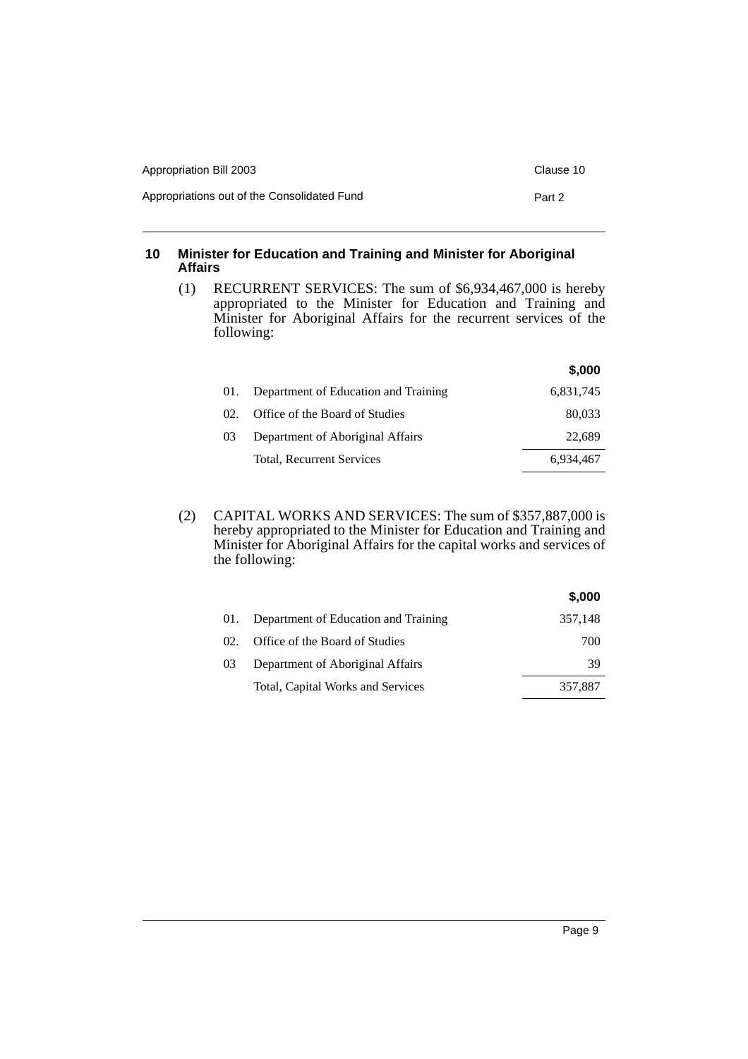## 10 Minister for Education and Training and Minister for Aboriginal Affairs

(1) RECURRENT SERVICES: The sum of $6,934,467,000 is hereby appropriated to the Minister for Education and Training and Minister for Aboriginal Affairs for the recurrent services of the following:

| | | $,000 |
|---|---|---|
| 01. | Department of Education and Training | 6,831,745 |
| 02. | Office of the Board of Studies | 80,033 |
| 03 | Department of Aboriginal Affairs | 22,689 |
| | Total, Recurrent Services | 6,934,467 |

(2) CAPITAL WORKS AND SERVICES: The sum of $357,887,000 is hereby appropriated to the Minister for Education and Training and Minister for Aboriginal Affairs for the capital works and services of the following:

| | | $,000 |
|---|---|---|
| 01. | Department of Education and Training | 357,148 |
| 02. | Office of the Board of Studies | 700 |
| 03 | Department of Aboriginal Affairs | 39 |
| | Total, Capital Works and Services | 357,887 |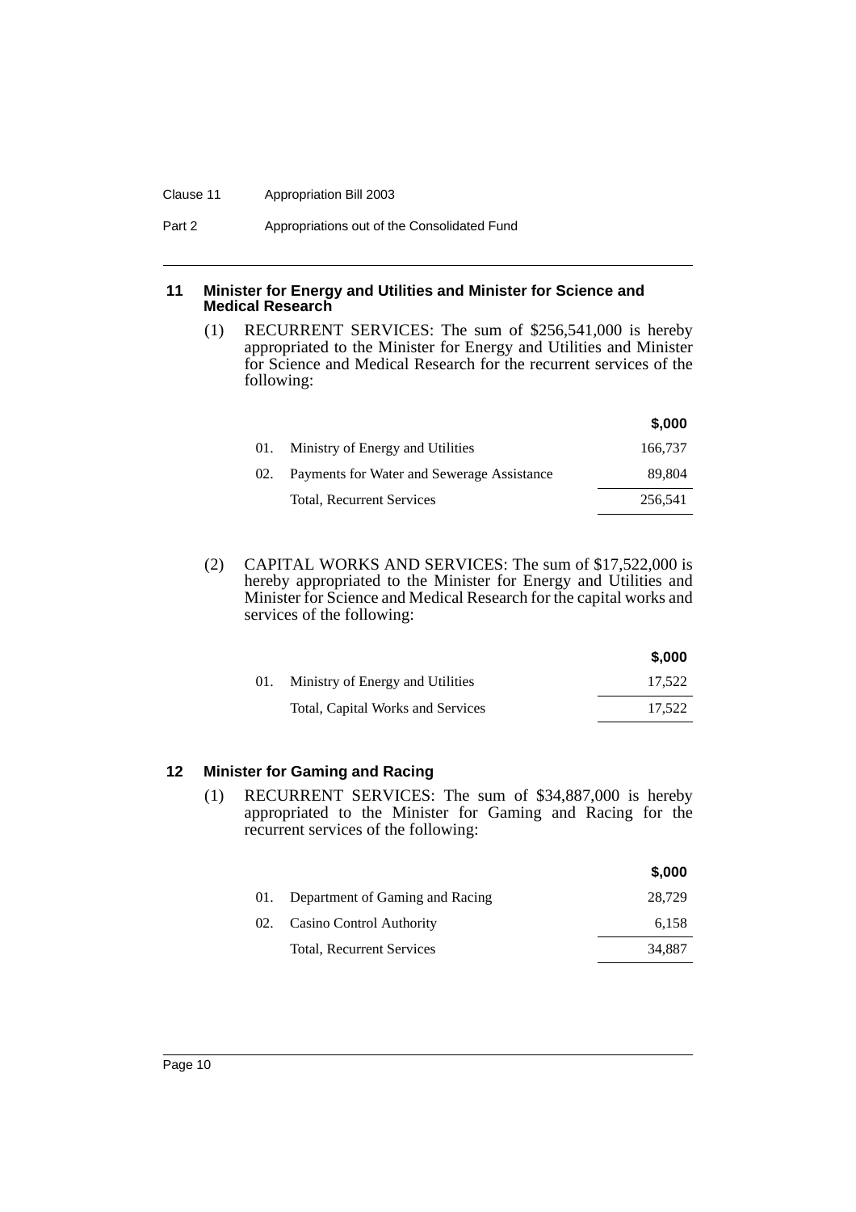## 11 Minister for Energy and Utilities and Minister for Science and Medical Research

(1) RECURRENT SERVICES: The sum of $256,541,000 is hereby appropriated to the Minister for Energy and Utilities and Minister for Science and Medical Research for the recurrent services of the following:

| | | $,000 |
|---|---|---|
| 01. | Ministry of Energy and Utilities | 166,737 |
| 02. | Payments for Water and Sewerage Assistance | 89,804 |
| | Total, Recurrent Services | 256,541 |

(2) CAPITAL WORKS AND SERVICES: The sum of $17,522,000 is hereby appropriated to the Minister for Energy and Utilities and Minister for Science and Medical Research for the capital works and services of the following:

| | | $,000 |
|---|---|---|
| 01. | Ministry of Energy and Utilities | 17,522 |
| | Total, Capital Works and Services | 17,522 |

## 12 Minister for Gaming and Racing

(1) RECURRENT SERVICES: The sum of $34,887,000 is hereby appropriated to the Minister for Gaming and Racing for the recurrent services of the following:

| | | $,000 |
|---|---|---|
| 01. | Department of Gaming and Racing | 28,729 |
| 02. | Casino Control Authority | 6,158 |
| | Total, Recurrent Services | 34,887 |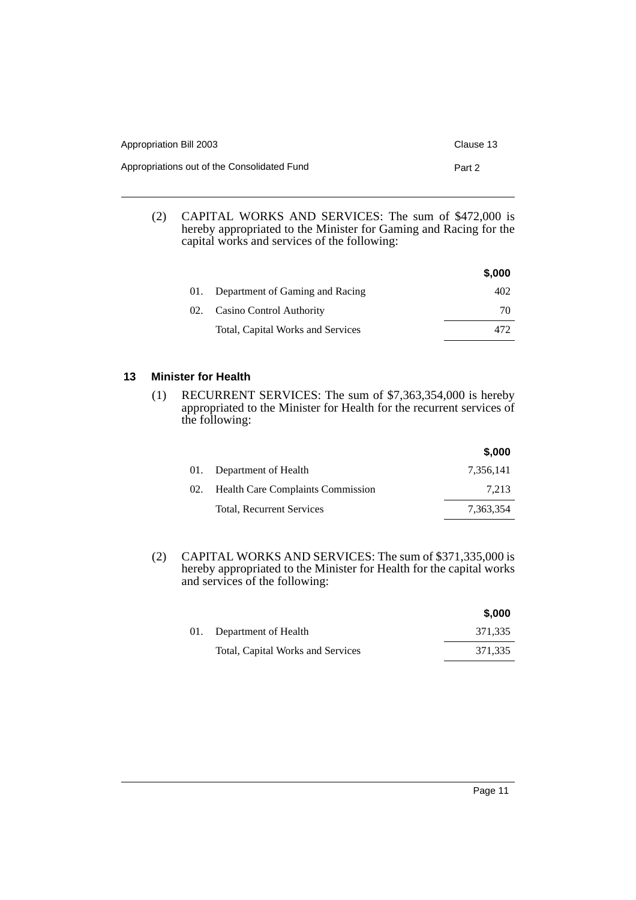(2) CAPITAL WORKS AND SERVICES: The sum of $472,000 is hereby appropriated to the Minister for Gaming and Racing for the capital works and services of the following:

| | | $,000 |
|---|---|---|
| 01. | Department of Gaming and Racing | 402 |
| 02. | Casino Control Authority | 70 |
| | Total, Capital Works and Services | 472 |

## 13 Minister for Health

(1) RECURRENT SERVICES: The sum of $7,363,354,000 is hereby appropriated to the Minister for Health for the recurrent services of the following:

| | | $,000 |
|---|---|---|
| 01. | Department of Health | 7,356,141 |
| 02. | Health Care Complaints Commission | 7,213 |
| | Total, Recurrent Services | 7,363,354 |

(2) CAPITAL WORKS AND SERVICES: The sum of $371,335,000 is hereby appropriated to the Minister for Health for the capital works and services of the following:

| | | $,000 |
|---|---|---|
| 01. | Department of Health | 371,335 |
| | Total, Capital Works and Services | 371,335 |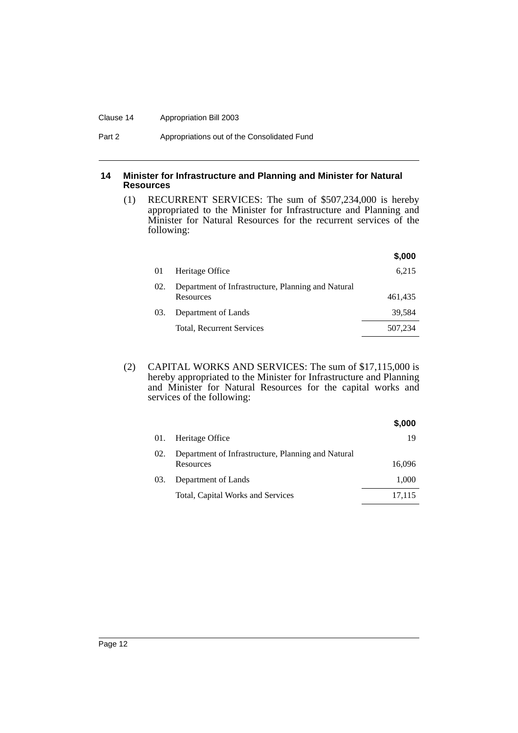## 14 Minister for Infrastructure and Planning and Minister for Natural Resources

(1) RECURRENT SERVICES: The sum of $507,234,000 is hereby appropriated to the Minister for Infrastructure and Planning and Minister for Natural Resources for the recurrent services of the following:

| | | $,000 |
|---|---|---|
| 01 | Heritage Office | 6,215 |
| 02. | Department of Infrastructure, Planning and Natural Resources | 461,435 |
| 03. | Department of Lands | 39,584 |
| | Total, Recurrent Services | 507,234 |

(2) CAPITAL WORKS AND SERVICES: The sum of $17,115,000 is hereby appropriated to the Minister for Infrastructure and Planning and Minister for Natural Resources for the capital works and services of the following:

| | | $,000 |
|---|---|---|
| 01. | Heritage Office | 19 |
| 02. | Department of Infrastructure, Planning and Natural Resources | 16,096 |
| 03. | Department of Lands | 1,000 |
| | Total, Capital Works and Services | 17,115 |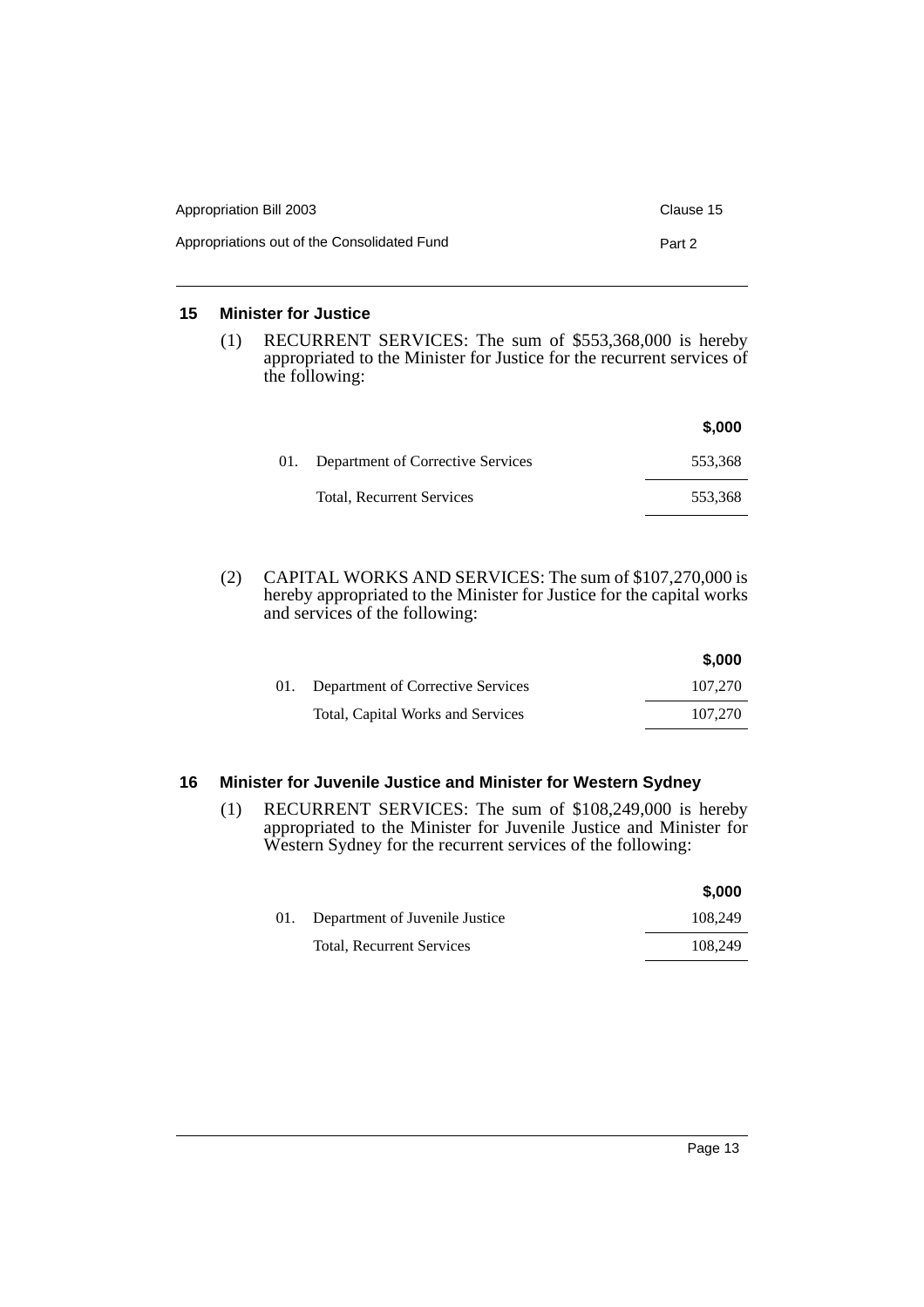## 15 Minister for Justice

(1) RECURRENT SERVICES: The sum of $553,368,000 is hereby appropriated to the Minister for Justice for the recurrent services of the following:

| | | $,000 |
|---|---|---|
| 01. | Department of Corrective Services | 553,368 |
| | Total, Recurrent Services | 553,368 |

(2) CAPITAL WORKS AND SERVICES: The sum of $107,270,000 is hereby appropriated to the Minister for Justice for the capital works and services of the following:

| | | $,000 |
|---|---|---|
| 01. | Department of Corrective Services | 107,270 |
| | Total, Capital Works and Services | 107,270 |

## 16 Minister for Juvenile Justice and Minister for Western Sydney

(1) RECURRENT SERVICES: The sum of $108,249,000 is hereby appropriated to the Minister for Juvenile Justice and Minister for Western Sydney for the recurrent services of the following:

| | | $,000 |
|---|---|---|
| 01. | Department of Juvenile Justice | 108,249 |
| | Total, Recurrent Services | 108,249 |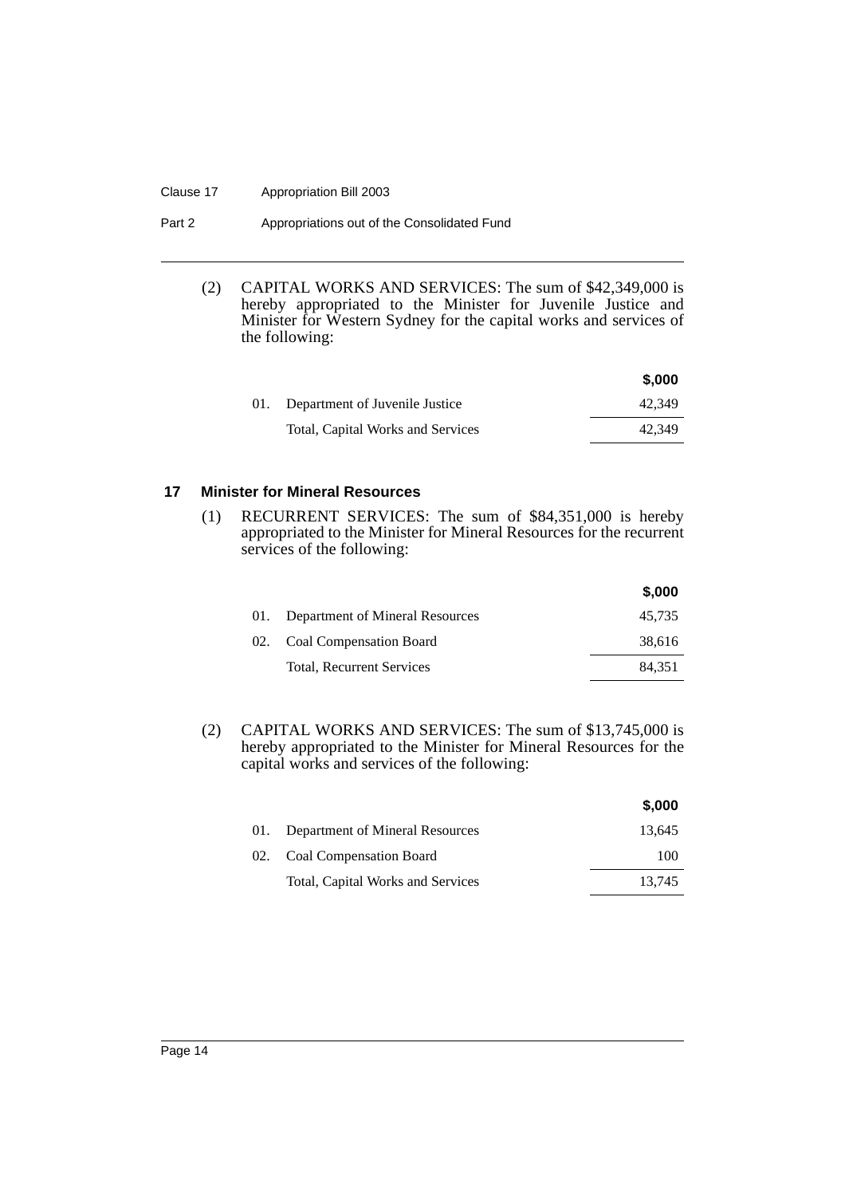(2) CAPITAL WORKS AND SERVICES: The sum of $42,349,000 is hereby appropriated to the Minister for Juvenile Justice and Minister for Western Sydney for the capital works and services of the following:

| | | $,000 |
|---|---|---|
| 01. | Department of Juvenile Justice | 42,349 |
| | Total, Capital Works and Services | 42,349 |

### 17 Minister for Mineral Resources

(1) RECURRENT SERVICES: The sum of $84,351,000 is hereby appropriated to the Minister for Mineral Resources for the recurrent services of the following:

| | | $,000 |
|---|---|---|
| 01. | Department of Mineral Resources | 45,735 |
| 02. | Coal Compensation Board | 38,616 |
| | Total, Recurrent Services | 84,351 |

(2) CAPITAL WORKS AND SERVICES: The sum of $13,745,000 is hereby appropriated to the Minister for Mineral Resources for the capital works and services of the following:

| | | $,000 |
|---|---|---|
| 01. | Department of Mineral Resources | 13,645 |
| 02. | Coal Compensation Board | 100 |
| | Total, Capital Works and Services | 13,745 |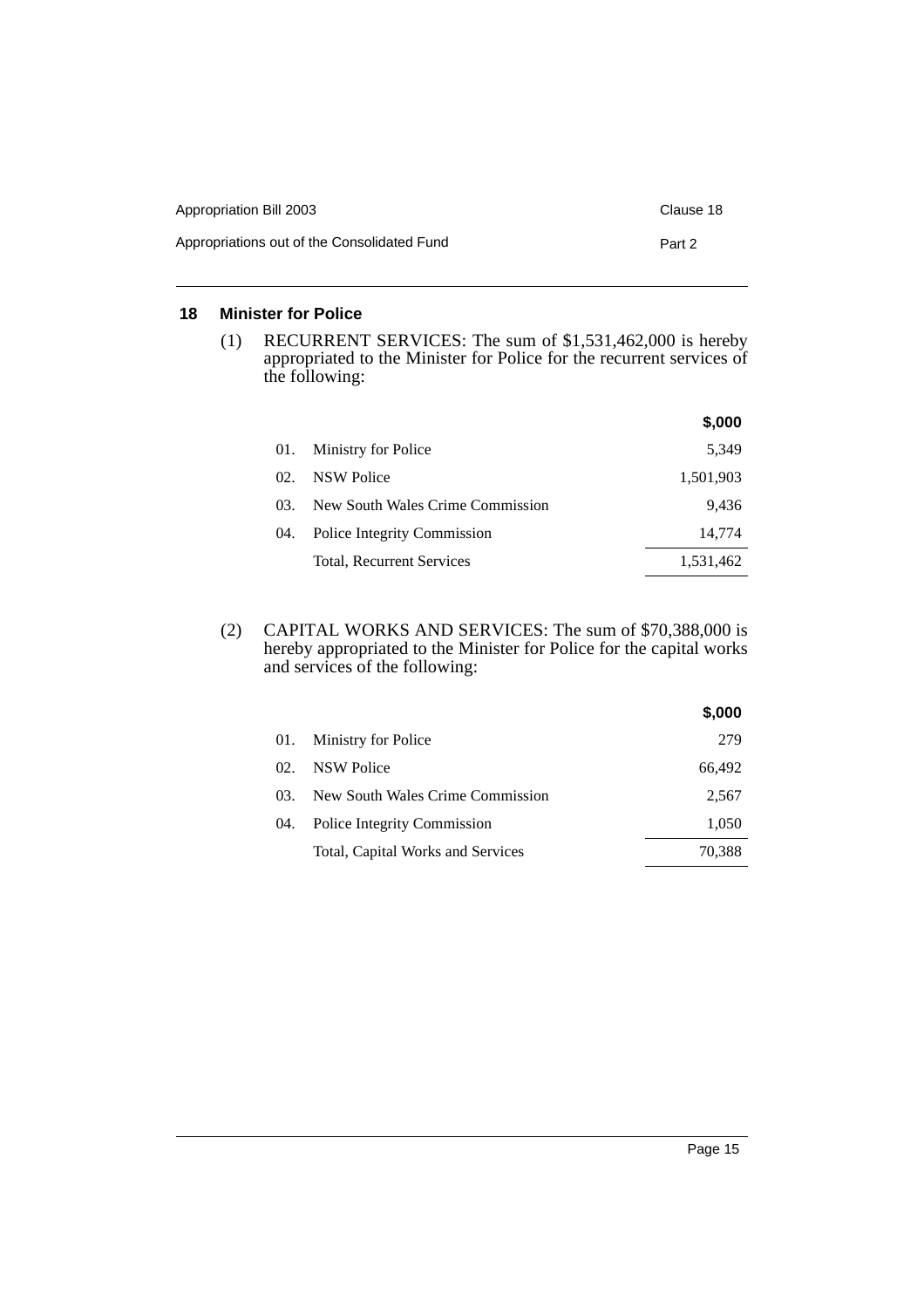## 18 Minister for Police

(1) RECURRENT SERVICES: The sum of $1,531,462,000 is hereby appropriated to the Minister for Police for the recurrent services of the following:

| | | $,000 |
|---|---|---|
| 01. | Ministry for Police | 5,349 |
| 02. | NSW Police | 1,501,903 |
| 03. | New South Wales Crime Commission | 9,436 |
| 04. | Police Integrity Commission | 14,774 |
| | Total, Recurrent Services | 1,531,462 |

(2) CAPITAL WORKS AND SERVICES: The sum of $70,388,000 is hereby appropriated to the Minister for Police for the capital works and services of the following:

| | | $,000 |
|---|---|---|
| 01. | Ministry for Police | 279 |
| 02. | NSW Police | 66,492 |
| 03. | New South Wales Crime Commission | 2,567 |
| 04. | Police Integrity Commission | 1,050 |
| | Total, Capital Works and Services | 70,388 |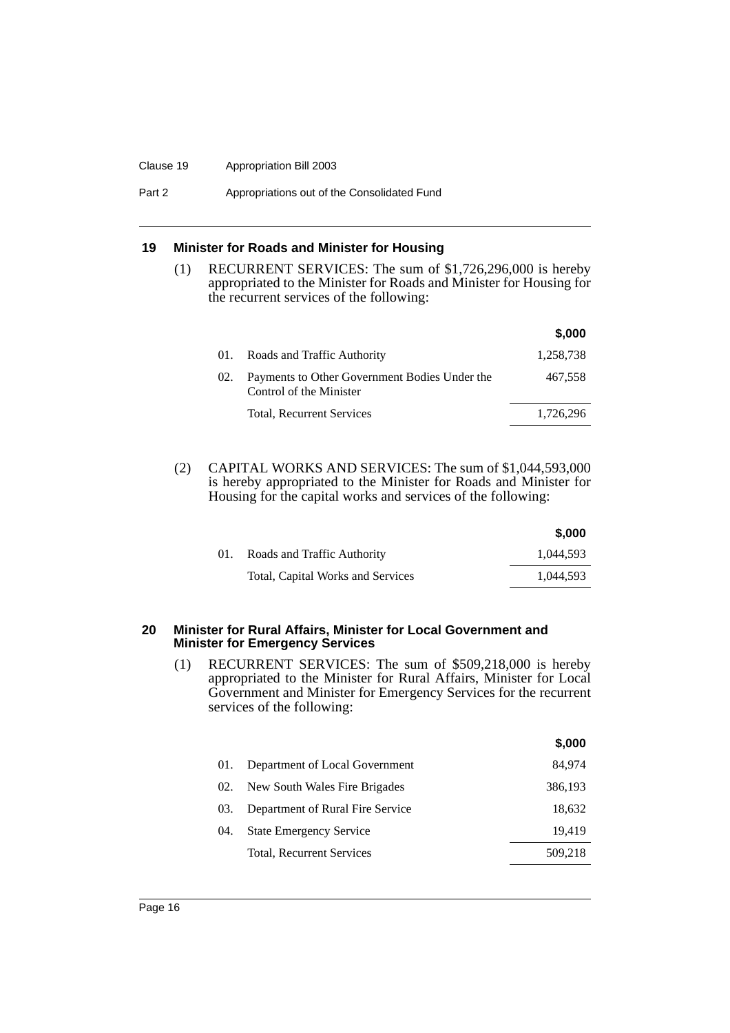## 19 Minister for Roads and Minister for Housing

(1) RECURRENT SERVICES: The sum of $1,726,296,000 is hereby appropriated to the Minister for Roads and Minister for Housing for the recurrent services of the following:

| | | $,000 |
|---|---|---|
| 01. | Roads and Traffic Authority | 1,258,738 |
| 02. | Payments to Other Government Bodies Under the Control of the Minister | 467,558 |
| | Total, Recurrent Services | 1,726,296 |

(2) CAPITAL WORKS AND SERVICES: The sum of $1,044,593,000 is hereby appropriated to the Minister for Roads and Minister for Housing for the capital works and services of the following:

| | | $,000 |
|---|---|---|
| 01. | Roads and Traffic Authority | 1,044,593 |
| | Total, Capital Works and Services | 1,044,593 |

## 20 Minister for Rural Affairs, Minister for Local Government and Minister for Emergency Services

(1) RECURRENT SERVICES: The sum of $509,218,000 is hereby appropriated to the Minister for Rural Affairs, Minister for Local Government and Minister for Emergency Services for the recurrent services of the following:

| | | $,000 |
|---|---|---|
| 01. | Department of Local Government | 84,974 |
| 02. | New South Wales Fire Brigades | 386,193 |
| 03. | Department of Rural Fire Service | 18,632 |
| 04. | State Emergency Service | 19,419 |
| | Total, Recurrent Services | 509,218 |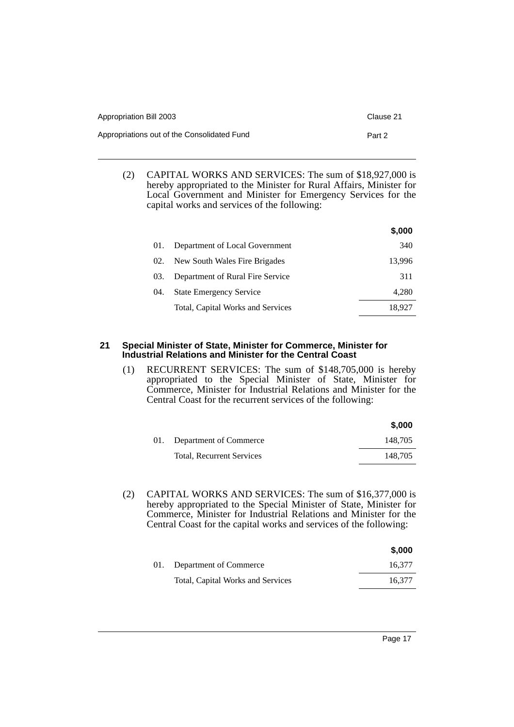(2) CAPITAL WORKS AND SERVICES: The sum of $18,927,000 is hereby appropriated to the Minister for Rural Affairs, Minister for Local Government and Minister for Emergency Services for the capital works and services of the following:

| | | $,000 |
|---|---|---|
| 01. | Department of Local Government | 340 |
| 02. | New South Wales Fire Brigades | 13,996 |
| 03. | Department of Rural Fire Service | 311 |
| 04. | State Emergency Service | 4,280 |
| | Total, Capital Works and Services | 18,927 |

### 21 Special Minister of State, Minister for Commerce, Minister for Industrial Relations and Minister for the Central Coast

(1) RECURRENT SERVICES: The sum of $148,705,000 is hereby appropriated to the Special Minister of State, Minister for Commerce, Minister for Industrial Relations and Minister for the Central Coast for the recurrent services of the following:

| | | $,000 |
|---|---|---|
| 01. | Department of Commerce | 148,705 |
| | Total, Recurrent Services | 148,705 |

(2) CAPITAL WORKS AND SERVICES: The sum of $16,377,000 is hereby appropriated to the Special Minister of State, Minister for Commerce, Minister for Industrial Relations and Minister for the Central Coast for the capital works and services of the following:

| | | $,000 |
|---|---|---|
| 01. | Department of Commerce | 16,377 |
| | Total, Capital Works and Services | 16,377 |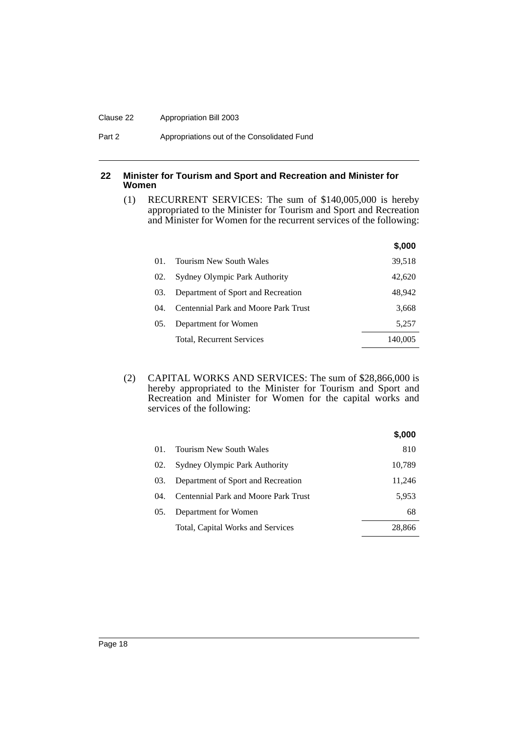## 22 Minister for Tourism and Sport and Recreation and Minister for Women

(1) RECURRENT SERVICES: The sum of $140,005,000 is hereby appropriated to the Minister for Tourism and Sport and Recreation and Minister for Women for the recurrent services of the following:

| | | $,000 |
|---|---|---|
| 01. | Tourism New South Wales | 39,518 |
| 02. | Sydney Olympic Park Authority | 42,620 |
| 03. | Department of Sport and Recreation | 48,942 |
| 04. | Centennial Park and Moore Park Trust | 3,668 |
| 05. | Department for Women | 5,257 |
| | Total, Recurrent Services | 140,005 |

(2) CAPITAL WORKS AND SERVICES: The sum of $28,866,000 is hereby appropriated to the Minister for Tourism and Sport and Recreation and Minister for Women for the capital works and services of the following:

| | | $,000 |
|---|---|---|
| 01. | Tourism New South Wales | 810 |
| 02. | Sydney Olympic Park Authority | 10,789 |
| 03. | Department of Sport and Recreation | 11,246 |
| 04. | Centennial Park and Moore Park Trust | 5,953 |
| 05. | Department for Women | 68 |
| | Total, Capital Works and Services | 28,866 |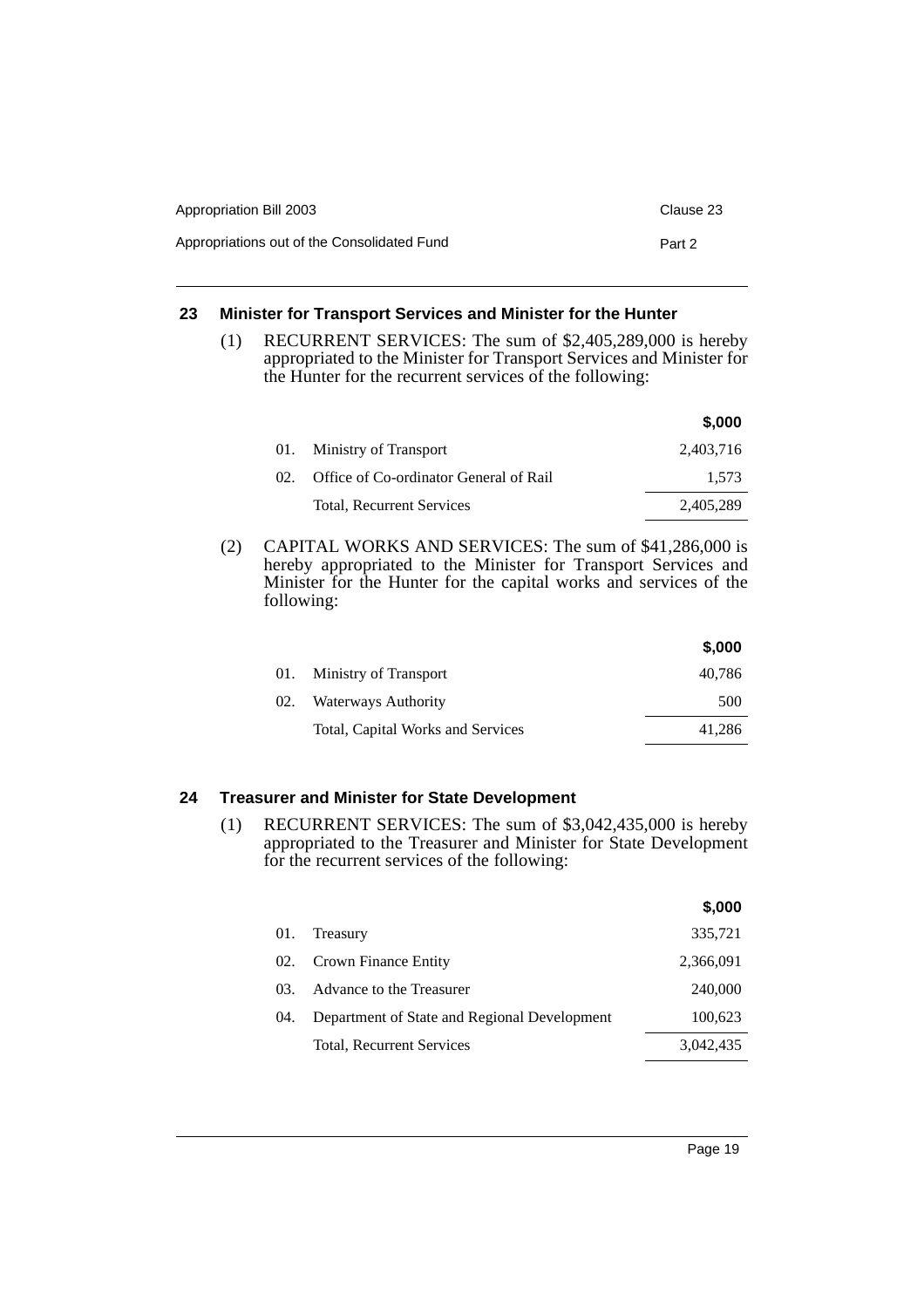## 23 Minister for Transport Services and Minister for the Hunter

(1) RECURRENT SERVICES: The sum of $2,405,289,000 is hereby appropriated to the Minister for Transport Services and Minister for the Hunter for the recurrent services of the following:

| | | $,000 |
|---|---|---|
| 01. | Ministry of Transport | 2,403,716 |
| 02. | Office of Co-ordinator General of Rail | 1,573 |
| | Total, Recurrent Services | 2,405,289 |

(2) CAPITAL WORKS AND SERVICES: The sum of $41,286,000 is hereby appropriated to the Minister for Transport Services and Minister for the Hunter for the capital works and services of the following:

| | | $,000 |
|---|---|---|
| 01. | Ministry of Transport | 40,786 |
| 02. | Waterways Authority | 500 |
| | Total, Capital Works and Services | 41,286 |

## 24 Treasurer and Minister for State Development

(1) RECURRENT SERVICES: The sum of $3,042,435,000 is hereby appropriated to the Treasurer and Minister for State Development for the recurrent services of the following:

| | | $,000 |
|---|---|---|
| 01. | Treasury | 335,721 |
| 02. | Crown Finance Entity | 2,366,091 |
| 03. | Advance to the Treasurer | 240,000 |
| 04. | Department of State and Regional Development | 100,623 |
| | Total, Recurrent Services | 3,042,435 |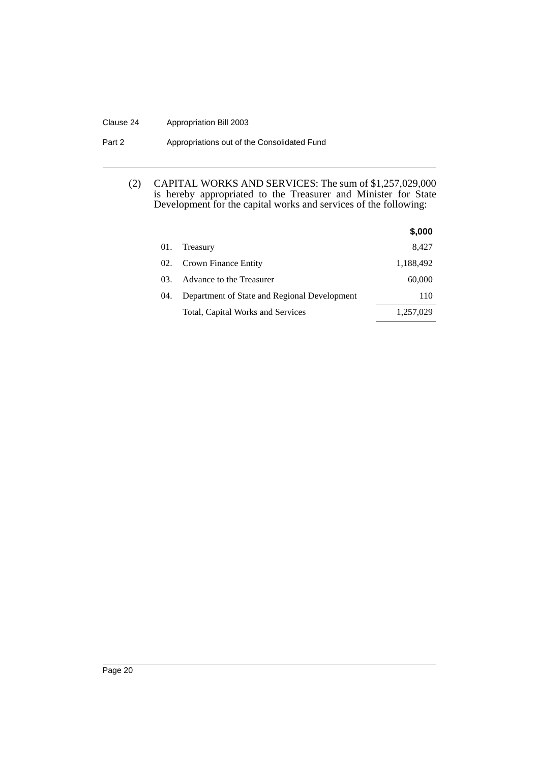(2) CAPITAL WORKS AND SERVICES: The sum of $1,257,029,000 is hereby appropriated to the Treasurer and Minister for State Development for the capital works and services of the following:

| | | $,000 |
|---|---|---|
| 01. | Treasury | 8,427 |
| 02. | Crown Finance Entity | 1,188,492 |
| 03. | Advance to the Treasurer | 60,000 |
| 04. | Department of State and Regional Development | 110 |
| | Total, Capital Works and Services | 1,257,029 |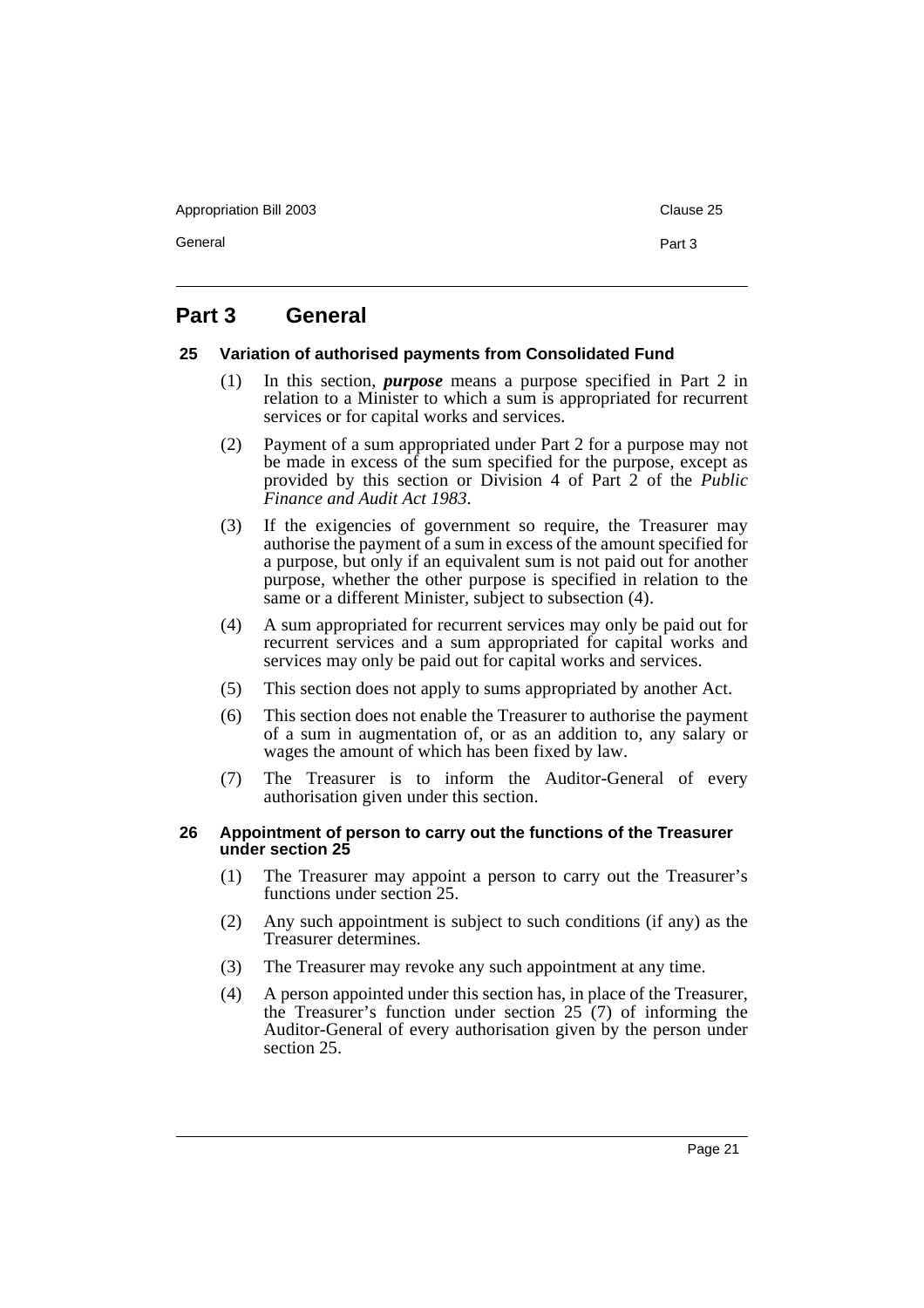## Part 3 General

### 25 Variation of authorised payments from Consolidated Fund

(1) In this section, ***purpose*** means a purpose specified in Part 2 in relation to a Minister to which a sum is appropriated for recurrent services or for capital works and services.

(2) Payment of a sum appropriated under Part 2 for a purpose may not be made in excess of the sum specified for the purpose, except as provided by this section or Division 4 of Part 2 of the *Public Finance and Audit Act 1983*.

(3) If the exigencies of government so require, the Treasurer may authorise the payment of a sum in excess of the amount specified for a purpose, but only if an equivalent sum is not paid out for another purpose, whether the other purpose is specified in relation to the same or a different Minister, subject to subsection (4).

(4) A sum appropriated for recurrent services may only be paid out for recurrent services and a sum appropriated for capital works and services may only be paid out for capital works and services.

(5) This section does not apply to sums appropriated by another Act.

(6) This section does not enable the Treasurer to authorise the payment of a sum in augmentation of, or as an addition to, any salary or wages the amount of which has been fixed by law.

(7) The Treasurer is to inform the Auditor-General of every authorisation given under this section.

### 26 Appointment of person to carry out the functions of the Treasurer under section 25

(1) The Treasurer may appoint a person to carry out the Treasurer's functions under section 25.

(2) Any such appointment is subject to such conditions (if any) as the Treasurer determines.

(3) The Treasurer may revoke any such appointment at any time.

(4) A person appointed under this section has, in place of the Treasurer, the Treasurer's function under section 25 (7) of informing the Auditor-General of every authorisation given by the person under section 25.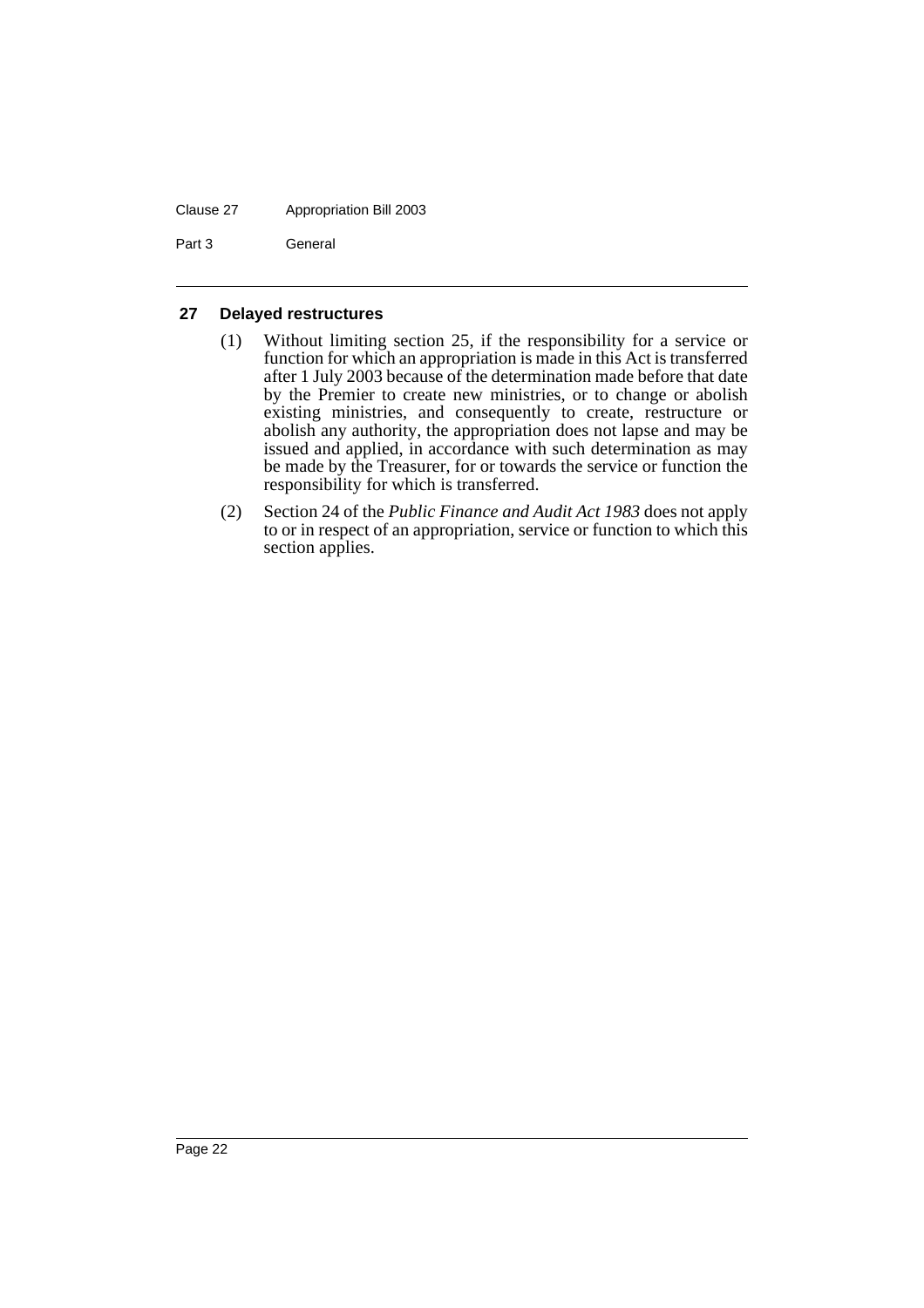### 27 Delayed restructures

(1) Without limiting section 25, if the responsibility for a service or function for which an appropriation is made in this Act is transferred after 1 July 2003 because of the determination made before that date by the Premier to create new ministries, or to change or abolish existing ministries, and consequently to create, restructure or abolish any authority, the appropriation does not lapse and may be issued and applied, in accordance with such determination as may be made by the Treasurer, for or towards the service or function the responsibility for which is transferred.

(2) Section 24 of the *Public Finance and Audit Act 1983* does not apply to or in respect of an appropriation, service or function to which this section applies.